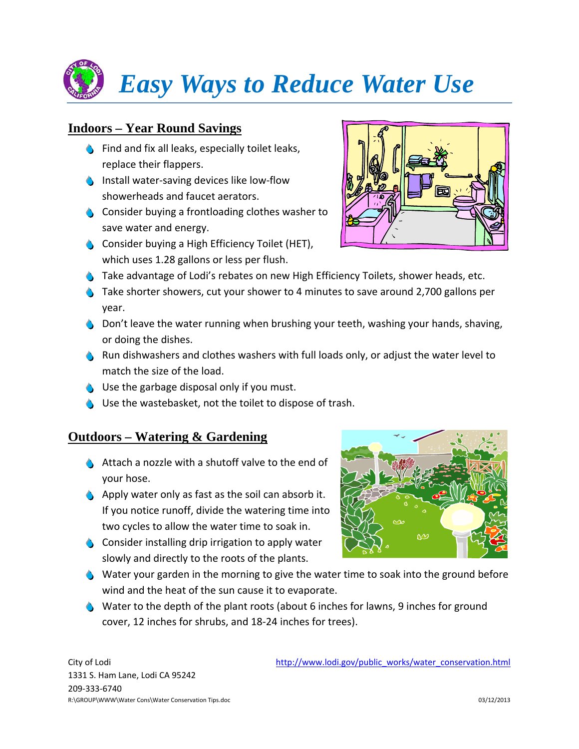# *Easy Ways to Reduce Water Use*

## Indoors – Year Round Savings

- Find and fix all leaks, especially toilet leaks, replace their flappers.
- Install water-saving devices like low-flow showerheads and faucet aerators.
- Consider buying a frontloading clothes washer to save water and energy.
- Consider buying a High Efficiency Toilet (HET), which uses 1.28 gallons or less per flush.
- Take advantage of Lodi's rebates on new High Efficiency Toilets, shower heads, etc.
- Take shorter showers, cut your shower to 4 minutes to save around 2,700 gallons per year.
- Don't leave the water running when brushing your teeth, washing your hands, shaving, or doing the dishes.
- Run dishwashers and clothes washers with full loads only, or adjust the water level to match the size of the load.
- Use the garbage disposal only if you must.
- Use the wastebasket, not the toilet to dispose of trash.

## Outdoors – Watering & Gardening

- Attach a nozzle with a shutoff valve to the end of your hose.
- Apply water only as fast as the soil can absorb it. If you notice runoff, divide the watering time into two cycles to allow the water time to soak in.
- Consider installing drip irrigation to apply water slowly and directly to the roots of the plants.
- Water your garden in the morning to give the water time to soak into the ground before wind and the heat of the sun cause it to evaporate.
- Water to the depth of the plant roots (about 6 inches for lawns, 9 inches for ground cover, 12 inches for shrubs, and 18-24 inches for trees).

City of Lodi
1331 S. Ham Lane, Lodi CA 95242
209-333-6740
R:\GROUP\WWW\Water Cons\Water Conservation Tips.doc

http://www.lodi.gov/public_works/water_conservation.html

03/12/2013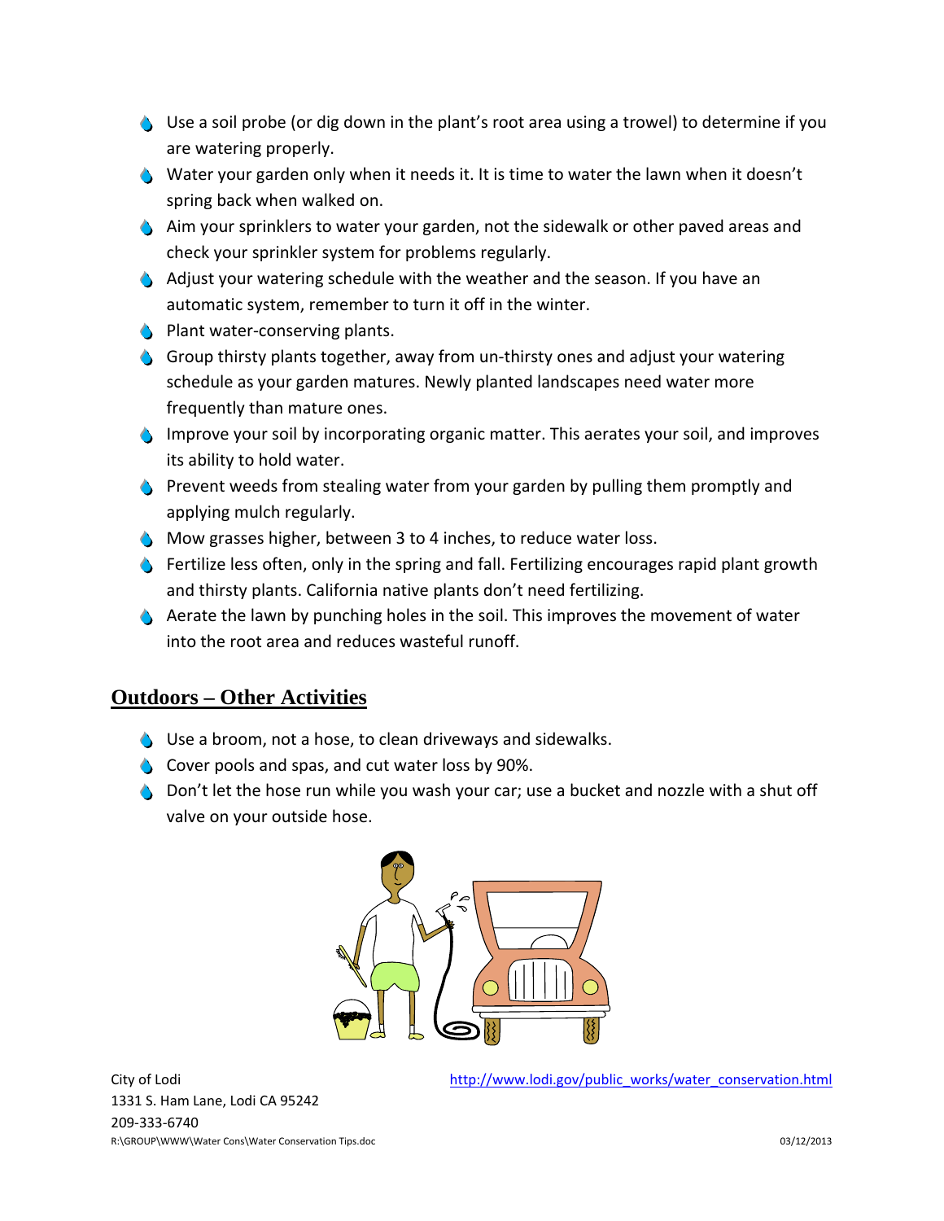- Use a soil probe (or dig down in the plant's root area using a trowel) to determine if you are watering properly.
- Water your garden only when it needs it. It is time to water the lawn when it doesn't spring back when walked on.
- Aim your sprinklers to water your garden, not the sidewalk or other paved areas and check your sprinkler system for problems regularly.
- Adjust your watering schedule with the weather and the season. If you have an automatic system, remember to turn it off in the winter.
- Plant water-conserving plants.
- Group thirsty plants together, away from un-thirsty ones and adjust your watering schedule as your garden matures. Newly planted landscapes need water more frequently than mature ones.
- Improve your soil by incorporating organic matter. This aerates your soil, and improves its ability to hold water.
- Prevent weeds from stealing water from your garden by pulling them promptly and applying mulch regularly.
- Mow grasses higher, between 3 to 4 inches, to reduce water loss.
- Fertilize less often, only in the spring and fall. Fertilizing encourages rapid plant growth and thirsty plants. California native plants don't need fertilizing.
- Aerate the lawn by punching holes in the soil. This improves the movement of water into the root area and reduces wasteful runoff.

## Outdoors – Other Activities

- Use a broom, not a hose, to clean driveways and sidewalks.
- Cover pools and spas, and cut water loss by 90%.
- Don't let the hose run while you wash your car; use a bucket and nozzle with a shut off valve on your outside hose.

City of Lodi
1331 S. Ham Lane, Lodi CA 95242
209-333-6740

http://www.lodi.gov/public_works/water_conservation.html

R:\GROUP\WWW\Water Cons\Water Conservation Tips.doc

03/12/2013